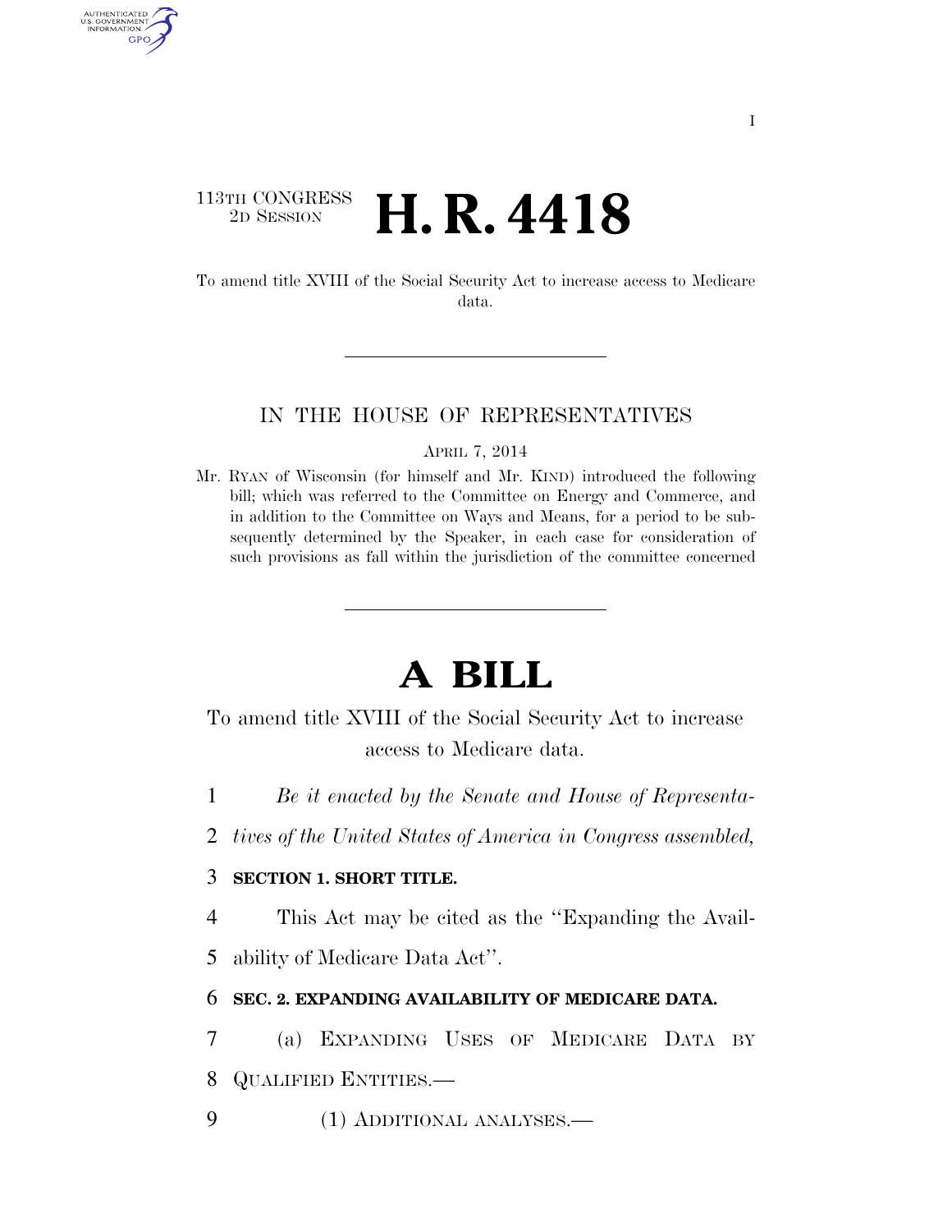113TH CONGRESS
2D SESSION

# H. R. 4418

To amend title XVIII of the Social Security Act to increase access to Medicare data.

IN THE HOUSE OF REPRESENTATIVES

APRIL 7, 2014

Mr. RYAN of Wisconsin (for himself and Mr. KIND) introduced the following bill; which was referred to the Committee on Energy and Commerce, and in addition to the Committee on Ways and Means, for a period to be subsequently determined by the Speaker, in each case for consideration of such provisions as fall within the jurisdiction of the committee concerned

# A BILL

To amend title XVIII of the Social Security Act to increase access to Medicare data.

1 *Be it enacted by the Senate and House of Representa-*
2 *tives of the United States of America in Congress assembled,*

3 **SECTION 1. SHORT TITLE.**

4 This Act may be cited as the ''Expanding the Avail-
5 ability of Medicare Data Act''.

6 **SEC. 2. EXPANDING AVAILABILITY OF MEDICARE DATA.**

7 (a) EXPANDING USES OF MEDICARE DATA BY
8 QUALIFIED ENTITIES.—

9 (1) ADDITIONAL ANALYSES.—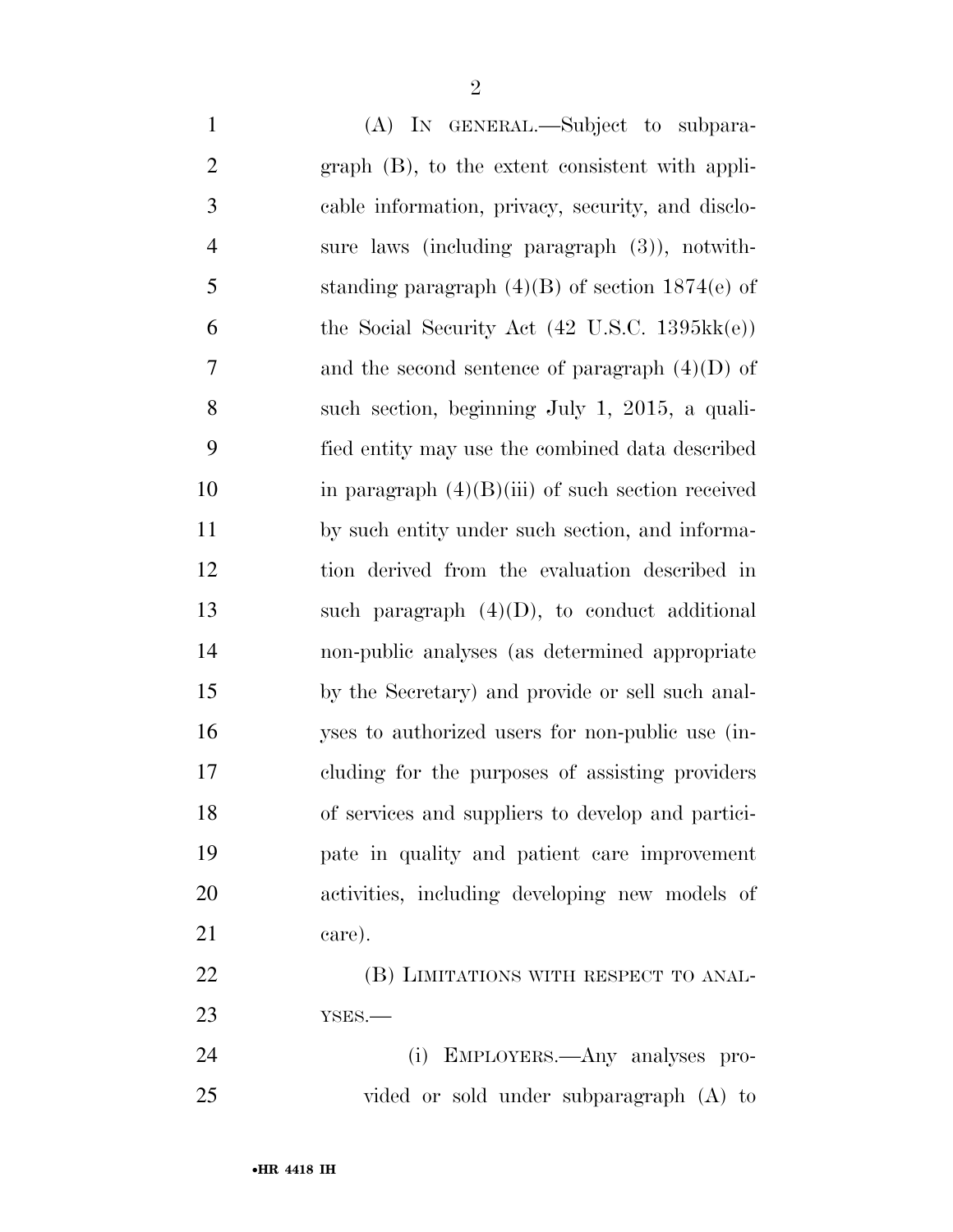(A) IN GENERAL.—Subject to subparagraph (B), to the extent consistent with applicable information, privacy, security, and disclosure laws (including paragraph (3)), notwithstanding paragraph (4)(B) of section 1874(e) of the Social Security Act (42 U.S.C. 1395kk(e)) and the second sentence of paragraph (4)(D) of such section, beginning July 1, 2015, a qualified entity may use the combined data described in paragraph (4)(B)(iii) of such section received by such entity under such section, and information derived from the evaluation described in such paragraph (4)(D), to conduct additional non-public analyses (as determined appropriate by the Secretary) and provide or sell such analyses to authorized users for non-public use (including for the purposes of assisting providers of services and suppliers to develop and participate in quality and patient care improvement activities, including developing new models of care).

(B) LIMITATIONS WITH RESPECT TO ANALYSES.—

(i) EMPLOYERS.—Any analyses provided or sold under subparagraph (A) to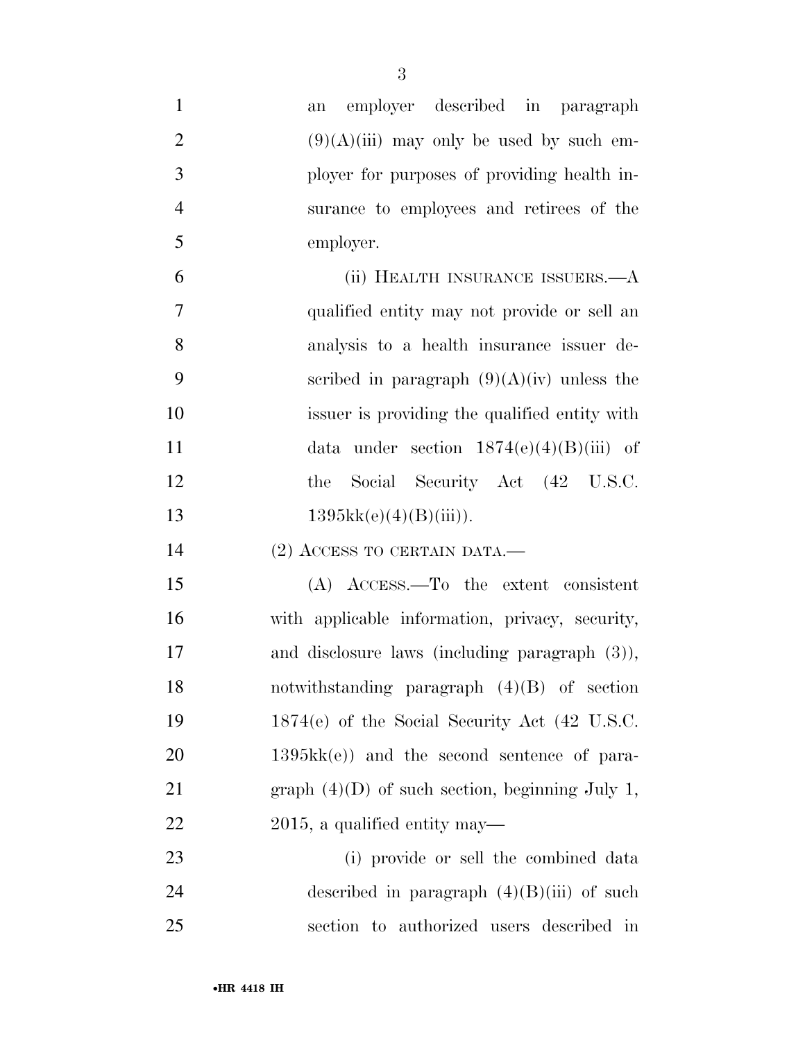an employer described in paragraph (9)(A)(iii) may only be used by such employer for purposes of providing health insurance to employees and retirees of the employer.

(ii) HEALTH INSURANCE ISSUERS.—A qualified entity may not provide or sell an analysis to a health insurance issuer described in paragraph (9)(A)(iv) unless the issuer is providing the qualified entity with data under section 1874(e)(4)(B)(iii) of the Social Security Act (42 U.S.C. 1395kk(e)(4)(B)(iii)).

(2) ACCESS TO CERTAIN DATA.—

(A) ACCESS.—To the extent consistent with applicable information, privacy, security, and disclosure laws (including paragraph (3)), notwithstanding paragraph (4)(B) of section 1874(e) of the Social Security Act (42 U.S.C. 1395kk(e)) and the second sentence of paragraph (4)(D) of such section, beginning July 1, 2015, a qualified entity may—

(i) provide or sell the combined data described in paragraph (4)(B)(iii) of such section to authorized users described in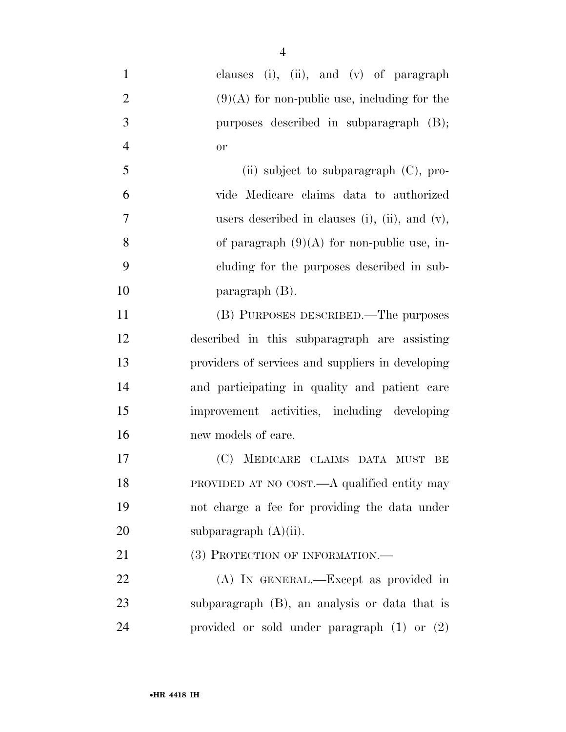clauses (i), (ii), and (v) of paragraph (9)(A) for non-public use, including for the purposes described in subparagraph (B); or

(ii) subject to subparagraph (C), provide Medicare claims data to authorized users described in clauses (i), (ii), and (v), of paragraph (9)(A) for non-public use, including for the purposes described in subparagraph (B).

(B) PURPOSES DESCRIBED.—The purposes described in this subparagraph are assisting providers of services and suppliers in developing and participating in quality and patient care improvement activities, including developing new models of care.

(C) MEDICARE CLAIMS DATA MUST BE PROVIDED AT NO COST.—A qualified entity may not charge a fee for providing the data under subparagraph (A)(ii).

(3) PROTECTION OF INFORMATION.—

(A) IN GENERAL.—Except as provided in subparagraph (B), an analysis or data that is provided or sold under paragraph (1) or (2)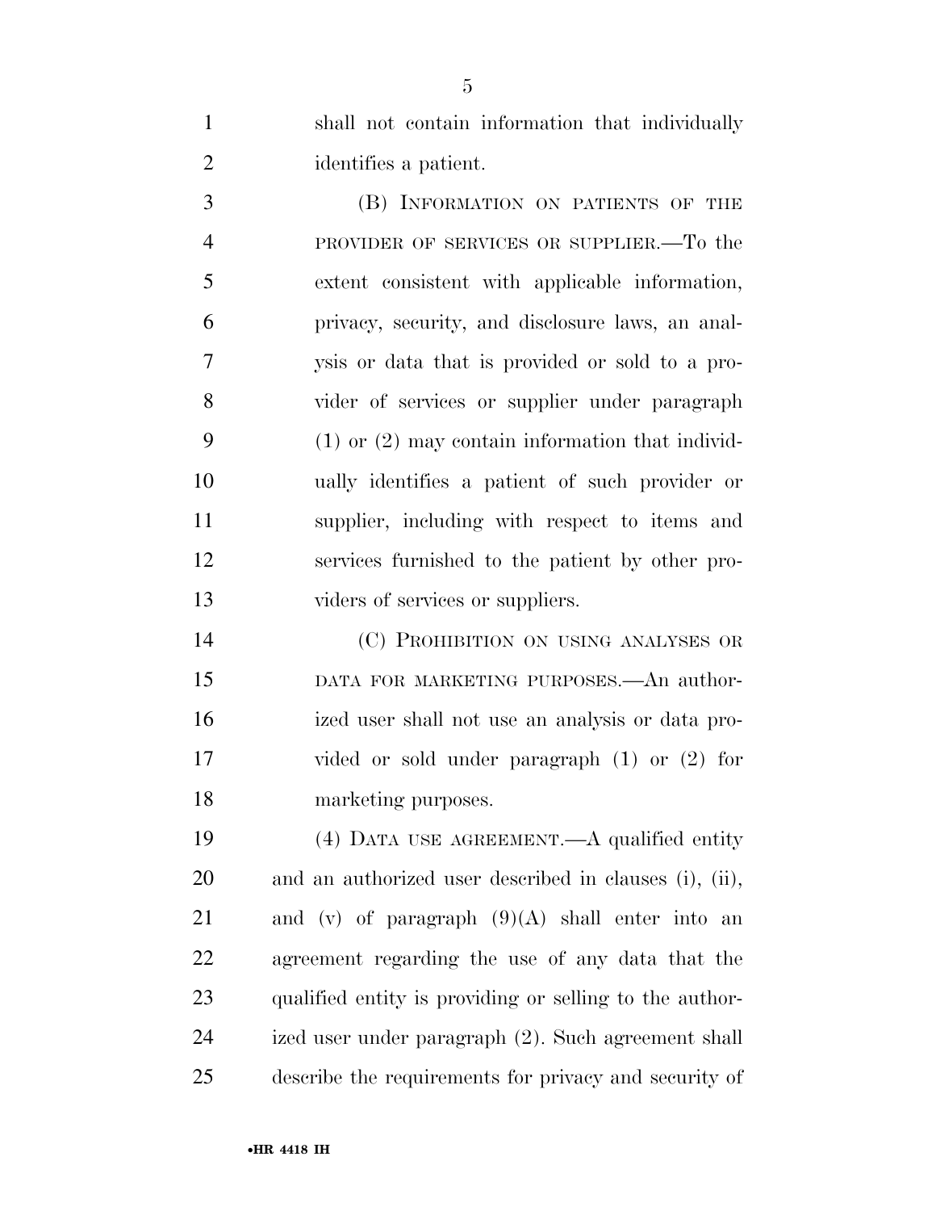shall not contain information that individually identifies a patient.

(B) INFORMATION ON PATIENTS OF THE PROVIDER OF SERVICES OR SUPPLIER.—To the extent consistent with applicable information, privacy, security, and disclosure laws, an analysis or data that is provided or sold to a provider of services or supplier under paragraph (1) or (2) may contain information that individually identifies a patient of such provider or supplier, including with respect to items and services furnished to the patient by other providers of services or suppliers.

(C) PROHIBITION ON USING ANALYSES OR DATA FOR MARKETING PURPOSES.—An authorized user shall not use an analysis or data provided or sold under paragraph (1) or (2) for marketing purposes.

(4) DATA USE AGREEMENT.—A qualified entity and an authorized user described in clauses (i), (ii), and (v) of paragraph (9)(A) shall enter into an agreement regarding the use of any data that the qualified entity is providing or selling to the authorized user under paragraph (2). Such agreement shall describe the requirements for privacy and security of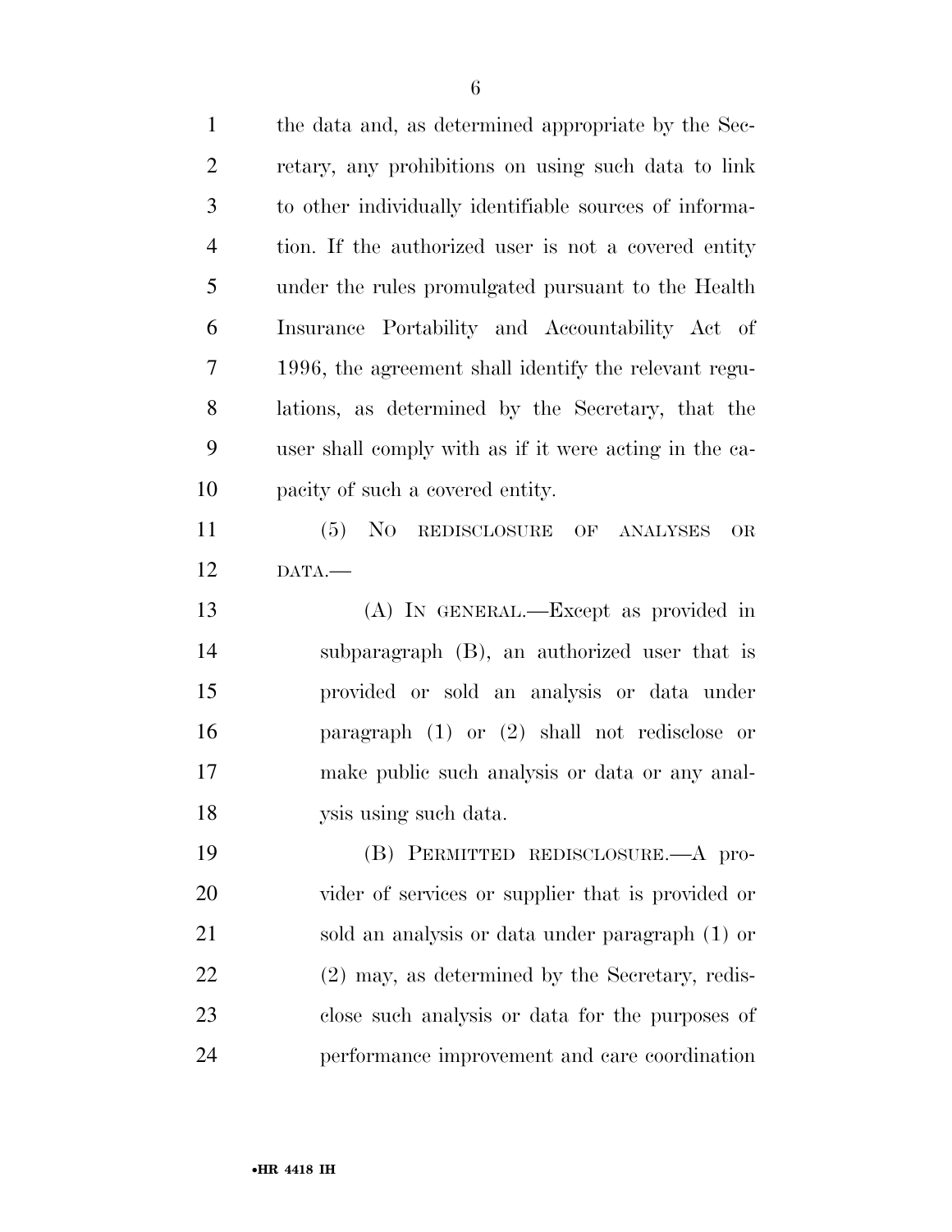the data and, as determined appropriate by the Secretary, any prohibitions on using such data to link to other individually identifiable sources of information. If the authorized user is not a covered entity under the rules promulgated pursuant to the Health Insurance Portability and Accountability Act of 1996, the agreement shall identify the relevant regulations, as determined by the Secretary, that the user shall comply with as if it were acting in the capacity of such a covered entity.

(5) NO REDISCLOSURE OF ANALYSES OR DATA.—

(A) IN GENERAL.—Except as provided in subparagraph (B), an authorized user that is provided or sold an analysis or data under paragraph (1) or (2) shall not redisclose or make public such analysis or data or any analysis using such data.

(B) PERMITTED REDISCLOSURE.—A provider of services or supplier that is provided or sold an analysis or data under paragraph (1) or (2) may, as determined by the Secretary, redisclose such analysis or data for the purposes of performance improvement and care coordination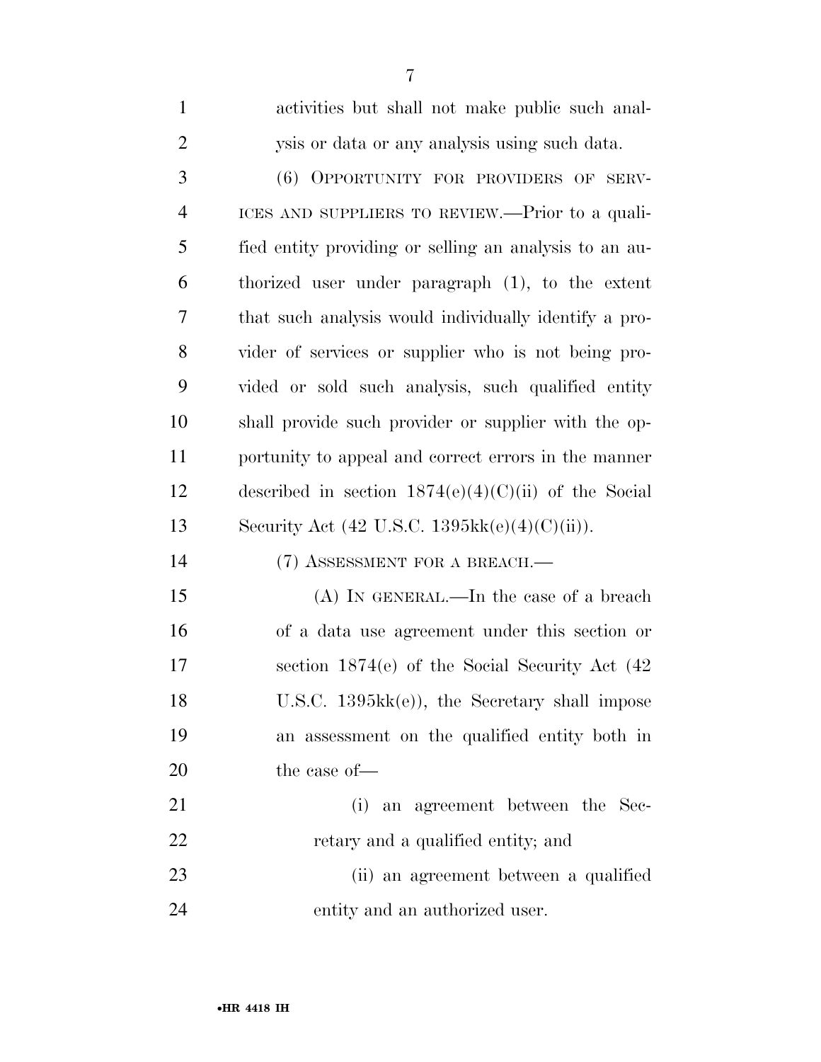activities but shall not make public such analysis or data or any analysis using such data.

(6) OPPORTUNITY FOR PROVIDERS OF SERVICES AND SUPPLIERS TO REVIEW.—Prior to a qualified entity providing or selling an analysis to an authorized user under paragraph (1), to the extent that such analysis would individually identify a provider of services or supplier who is not being provided or sold such analysis, such qualified entity shall provide such provider or supplier with the opportunity to appeal and correct errors in the manner described in section 1874(e)(4)(C)(ii) of the Social Security Act (42 U.S.C. 1395kk(e)(4)(C)(ii)).

(7) ASSESSMENT FOR A BREACH.—

(A) IN GENERAL.—In the case of a breach of a data use agreement under this section or section 1874(e) of the Social Security Act (42 U.S.C. 1395kk(e)), the Secretary shall impose an assessment on the qualified entity both in the case of—

(i) an agreement between the Secretary and a qualified entity; and

(ii) an agreement between a qualified entity and an authorized user.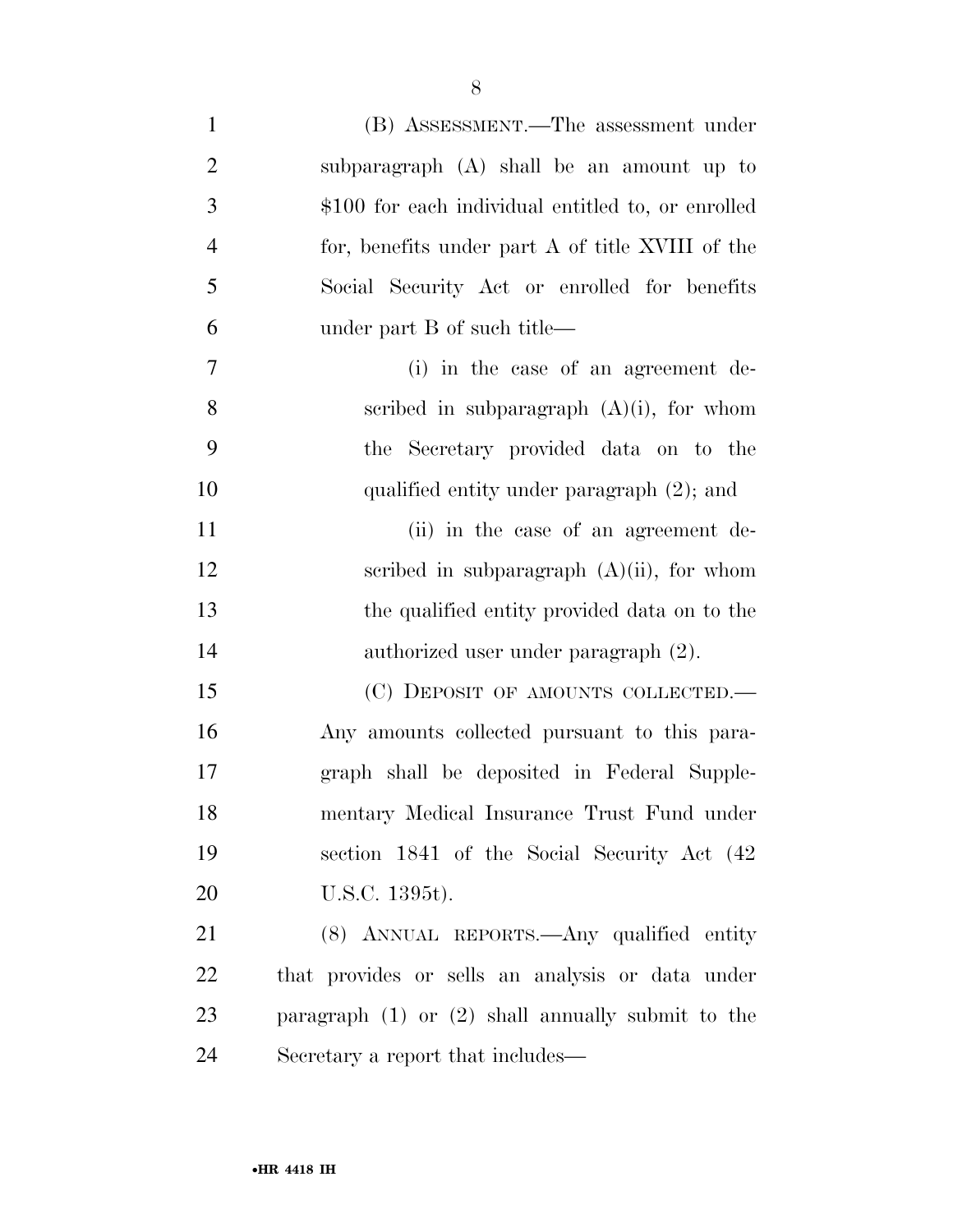(B) ASSESSMENT.—The assessment under subparagraph (A) shall be an amount up to $100 for each individual entitled to, or enrolled for, benefits under part A of title XVIII of the Social Security Act or enrolled for benefits under part B of such title—

(i) in the case of an agreement described in subparagraph (A)(i), for whom the Secretary provided data on to the qualified entity under paragraph (2); and

(ii) in the case of an agreement described in subparagraph (A)(ii), for whom the qualified entity provided data on to the authorized user under paragraph (2).

(C) DEPOSIT OF AMOUNTS COLLECTED.—Any amounts collected pursuant to this paragraph shall be deposited in Federal Supplementary Medical Insurance Trust Fund under section 1841 of the Social Security Act (42 U.S.C. 1395t).

(8) ANNUAL REPORTS.—Any qualified entity that provides or sells an analysis or data under paragraph (1) or (2) shall annually submit to the Secretary a report that includes—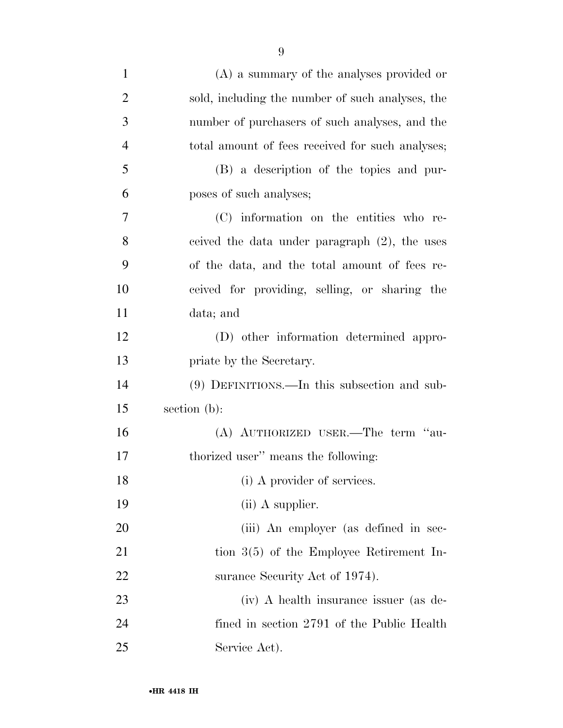(A) a summary of the analyses provided or sold, including the number of such analyses, the number of purchasers of such analyses, and the total amount of fees received for such analyses;

(B) a description of the topics and purposes of such analyses;

(C) information on the entities who received the data under paragraph (2), the uses of the data, and the total amount of fees received for providing, selling, or sharing the data; and

(D) other information determined appropriate by the Secretary.

(9) DEFINITIONS.—In this subsection and subsection (b):

(A) AUTHORIZED USER.—The term "authorized user" means the following:

(i) A provider of services.

(ii) A supplier.

(iii) An employer (as defined in section 3(5) of the Employee Retirement Insurance Security Act of 1974).

(iv) A health insurance issuer (as defined in section 2791 of the Public Health Service Act).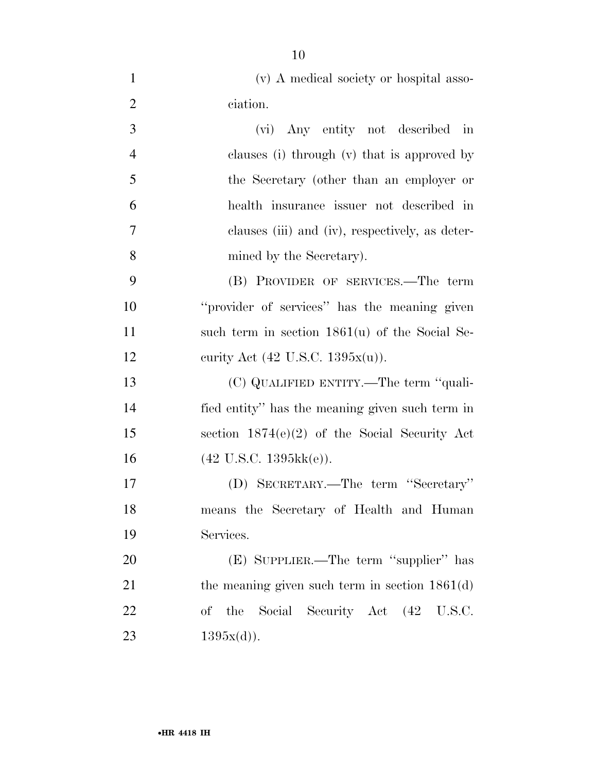(v) A medical society or hospital association.

(vi) Any entity not described in clauses (i) through (v) that is approved by the Secretary (other than an employer or health insurance issuer not described in clauses (iii) and (iv), respectively, as determined by the Secretary).

(B) PROVIDER OF SERVICES.—The term "provider of services" has the meaning given such term in section 1861(u) of the Social Security Act (42 U.S.C. 1395x(u)).

(C) QUALIFIED ENTITY.—The term "qualified entity" has the meaning given such term in section 1874(e)(2) of the Social Security Act (42 U.S.C. 1395kk(e)).

(D) SECRETARY.—The term "Secretary" means the Secretary of Health and Human Services.

(E) SUPPLIER.—The term "supplier" has the meaning given such term in section 1861(d) of the Social Security Act (42 U.S.C. 1395x(d)).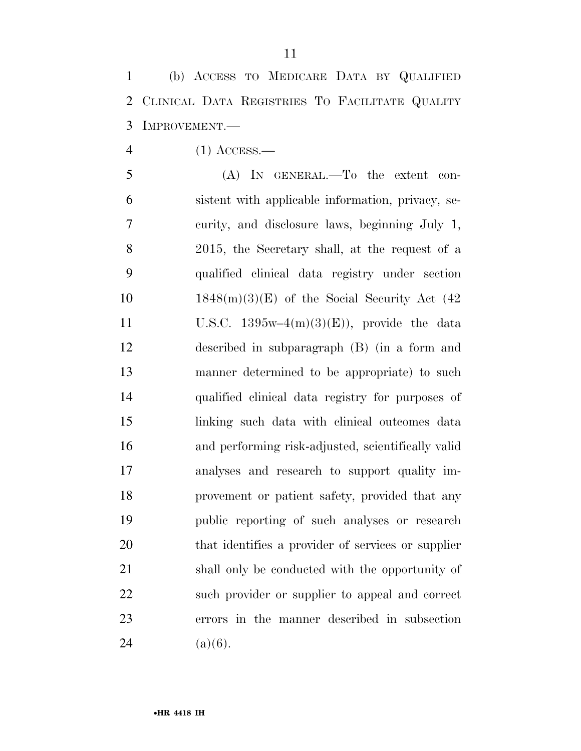(b) ACCESS TO MEDICARE DATA BY QUALIFIED CLINICAL DATA REGISTRIES TO FACILITATE QUALITY IMPROVEMENT.—

(1) ACCESS.—

(A) IN GENERAL.—To the extent consistent with applicable information, privacy, security, and disclosure laws, beginning July 1, 2015, the Secretary shall, at the request of a qualified clinical data registry under section 1848(m)(3)(E) of the Social Security Act (42 U.S.C. 1395w–4(m)(3)(E)), provide the data described in subparagraph (B) (in a form and manner determined to be appropriate) to such qualified clinical data registry for purposes of linking such data with clinical outcomes data and performing risk-adjusted, scientifically valid analyses and research to support quality improvement or patient safety, provided that any public reporting of such analyses or research that identifies a provider of services or supplier shall only be conducted with the opportunity of such provider or supplier to appeal and correct errors in the manner described in subsection (a)(6).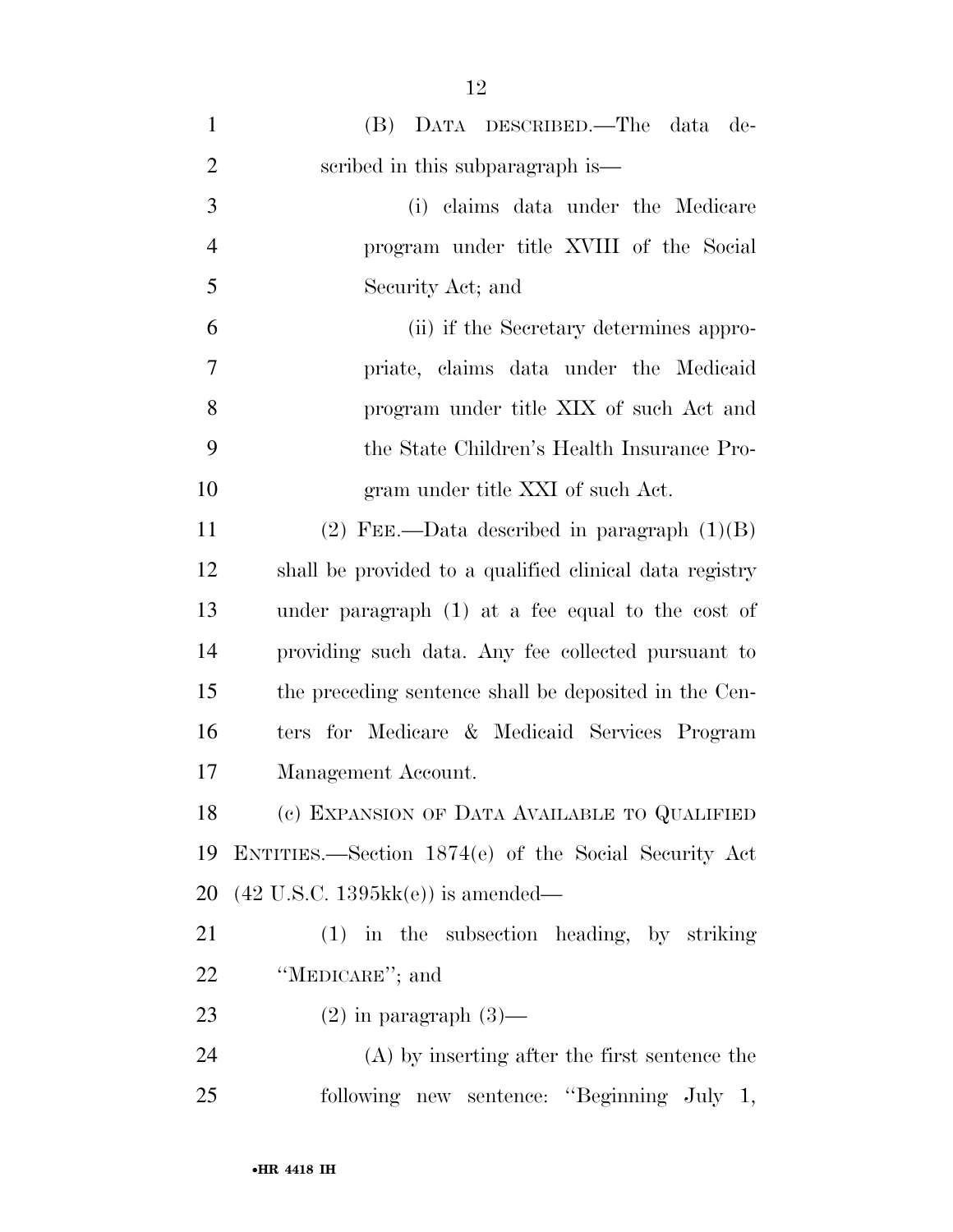(B) DATA DESCRIBED.—The data described in this subparagraph is—

(i) claims data under the Medicare program under title XVIII of the Social Security Act; and

(ii) if the Secretary determines appropriate, claims data under the Medicaid program under title XIX of such Act and the State Children's Health Insurance Program under title XXI of such Act.

(2) FEE.—Data described in paragraph (1)(B) shall be provided to a qualified clinical data registry under paragraph (1) at a fee equal to the cost of providing such data. Any fee collected pursuant to the preceding sentence shall be deposited in the Centers for Medicare & Medicaid Services Program Management Account.

(c) EXPANSION OF DATA AVAILABLE TO QUALIFIED ENTITIES.—Section 1874(e) of the Social Security Act (42 U.S.C. 1395kk(e)) is amended—

(1) in the subsection heading, by striking "MEDICARE"; and

(2) in paragraph (3)—

(A) by inserting after the first sentence the following new sentence: "Beginning July 1,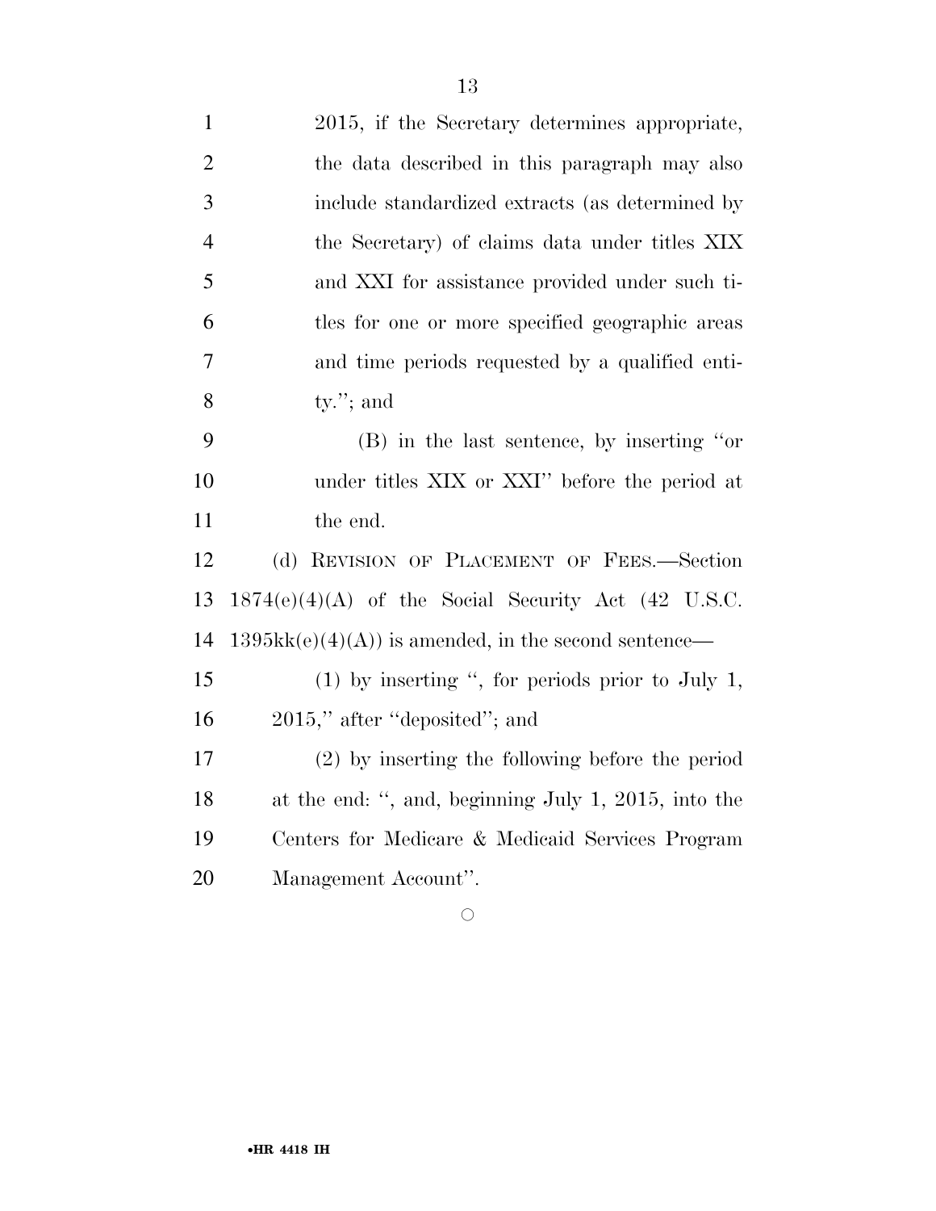2015, if the Secretary determines appropriate, the data described in this paragraph may also include standardized extracts (as determined by the Secretary) of claims data under titles XIX and XXI for assistance provided under such titles for one or more specified geographic areas and time periods requested by a qualified entity.''; and

(B) in the last sentence, by inserting ''or under titles XIX or XXI'' before the period at the end.

(d) REVISION OF PLACEMENT OF FEES.—Section 1874(e)(4)(A) of the Social Security Act (42 U.S.C. 1395kk(e)(4)(A)) is amended, in the second sentence—

(1) by inserting '', for periods prior to July 1, 2015,'' after ''deposited''; and

(2) by inserting the following before the period at the end: '', and, beginning July 1, 2015, into the Centers for Medicare & Medicaid Services Program Management Account''.

○